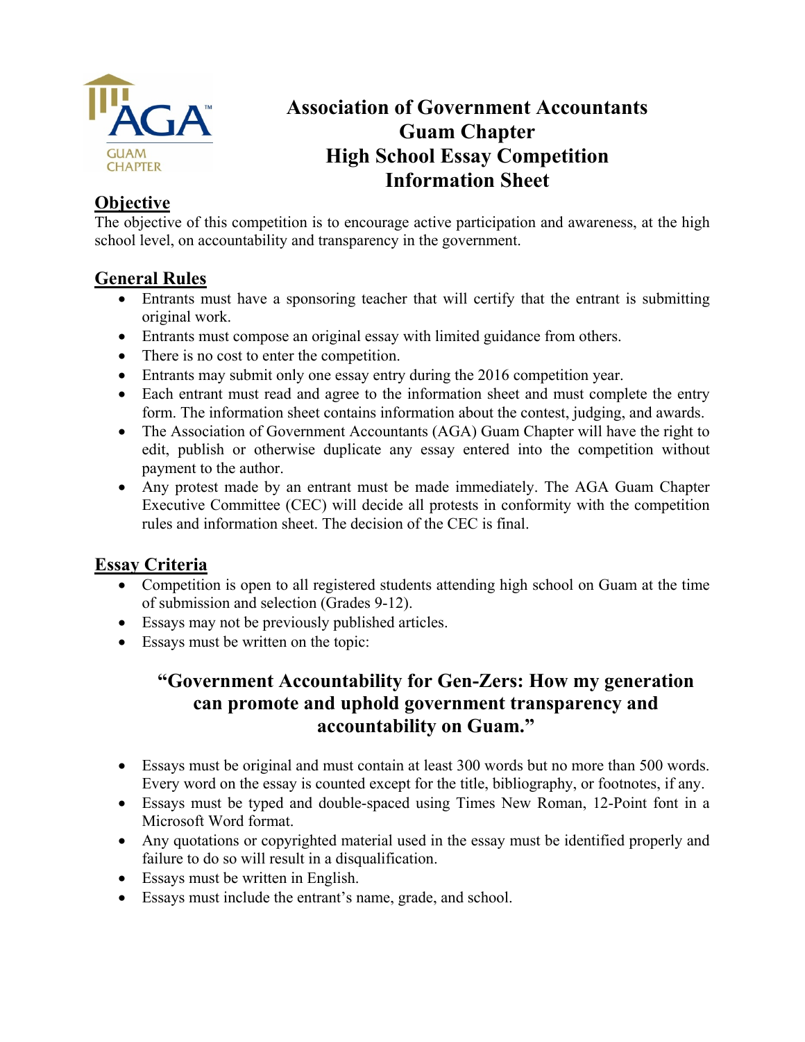# Association of Government Accountants Guam Chapter High School Essay Competition Information Sheet

## Objective

The objective of this competition is to encourage active participation and awareness, at the high school level, on accountability and transparency in the government.

## General Rules

- Entrants must have a sponsoring teacher that will certify that the entrant is submitting original work.
- Entrants must compose an original essay with limited guidance from others.
- There is no cost to enter the competition.
- Entrants may submit only one essay entry during the 2016 competition year.
- Each entrant must read and agree to the information sheet and must complete the entry form. The information sheet contains information about the contest, judging, and awards.
- The Association of Government Accountants (AGA) Guam Chapter will have the right to edit, publish or otherwise duplicate any essay entered into the competition without payment to the author.
- Any protest made by an entrant must be made immediately. The AGA Guam Chapter Executive Committee (CEC) will decide all protests in conformity with the competition rules and information sheet. The decision of the CEC is final.

## Essay Criteria

- Competition is open to all registered students attending high school on Guam at the time of submission and selection (Grades 9-12).
- Essays may not be previously published articles.
- Essays must be written on the topic:

**"Government Accountability for Gen-Zers: How my generation can promote and uphold government transparency and accountability on Guam."**

- Essays must be original and must contain at least 300 words but no more than 500 words. Every word on the essay is counted except for the title, bibliography, or footnotes, if any.
- Essays must be typed and double-spaced using Times New Roman, 12-Point font in a Microsoft Word format.
- Any quotations or copyrighted material used in the essay must be identified properly and failure to do so will result in a disqualification.
- Essays must be written in English.
- Essays must include the entrant's name, grade, and school.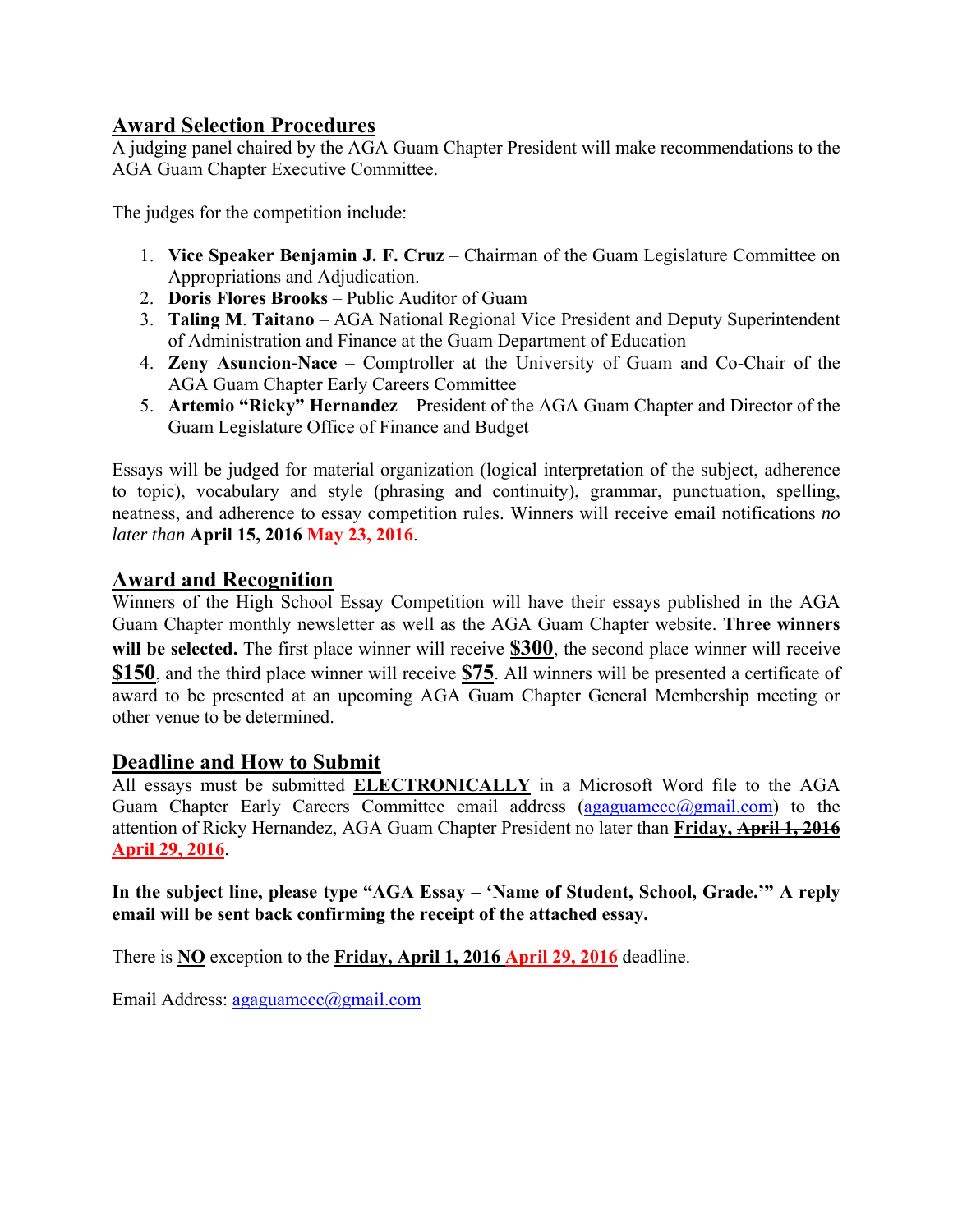## Award Selection Procedures

A judging panel chaired by the AGA Guam Chapter President will make recommendations to the AGA Guam Chapter Executive Committee.

The judges for the competition include:

1. **Vice Speaker Benjamin J. F. Cruz** – Chairman of the Guam Legislature Committee on Appropriations and Adjudication.
2. **Doris Flores Brooks** – Public Auditor of Guam
3. **Taling M**. **Taitano** – AGA National Regional Vice President and Deputy Superintendent of Administration and Finance at the Guam Department of Education
4. **Zeny Asuncion-Nace** – Comptroller at the University of Guam and Co-Chair of the AGA Guam Chapter Early Careers Committee
5. **Artemio "Ricky" Hernandez** – President of the AGA Guam Chapter and Director of the Guam Legislature Office of Finance and Budget

Essays will be judged for material organization (logical interpretation of the subject, adherence to topic), vocabulary and style (phrasing and continuity), grammar, punctuation, spelling, neatness, and adherence to essay competition rules. Winners will receive email notifications *no later than* ~~**April 15, 2016**~~ **May 23, 2016**.

## Award and Recognition

Winners of the High School Essay Competition will have their essays published in the AGA Guam Chapter monthly newsletter as well as the AGA Guam Chapter website. **Three winners will be selected.** The first place winner will receive **$300**, the second place winner will receive **$150**, and the third place winner will receive **$75**. All winners will be presented a certificate of award to be presented at an upcoming AGA Guam Chapter General Membership meeting or other venue to be determined.

## Deadline and How to Submit

All essays must be submitted **ELECTRONICALLY** in a Microsoft Word file to the AGA Guam Chapter Early Careers Committee email address (agaguamecc@gmail.com) to the attention of Ricky Hernandez, AGA Guam Chapter President no later than **Friday, ~~April 1, 2016~~ April 29, 2016**.

**In the subject line, please type "AGA Essay – 'Name of Student, School, Grade.'" A reply email will be sent back confirming the receipt of the attached essay.**

There is **NO** exception to the **Friday, ~~April 1, 2016~~ April 29, 2016** deadline.

Email Address: agaguamecc@gmail.com